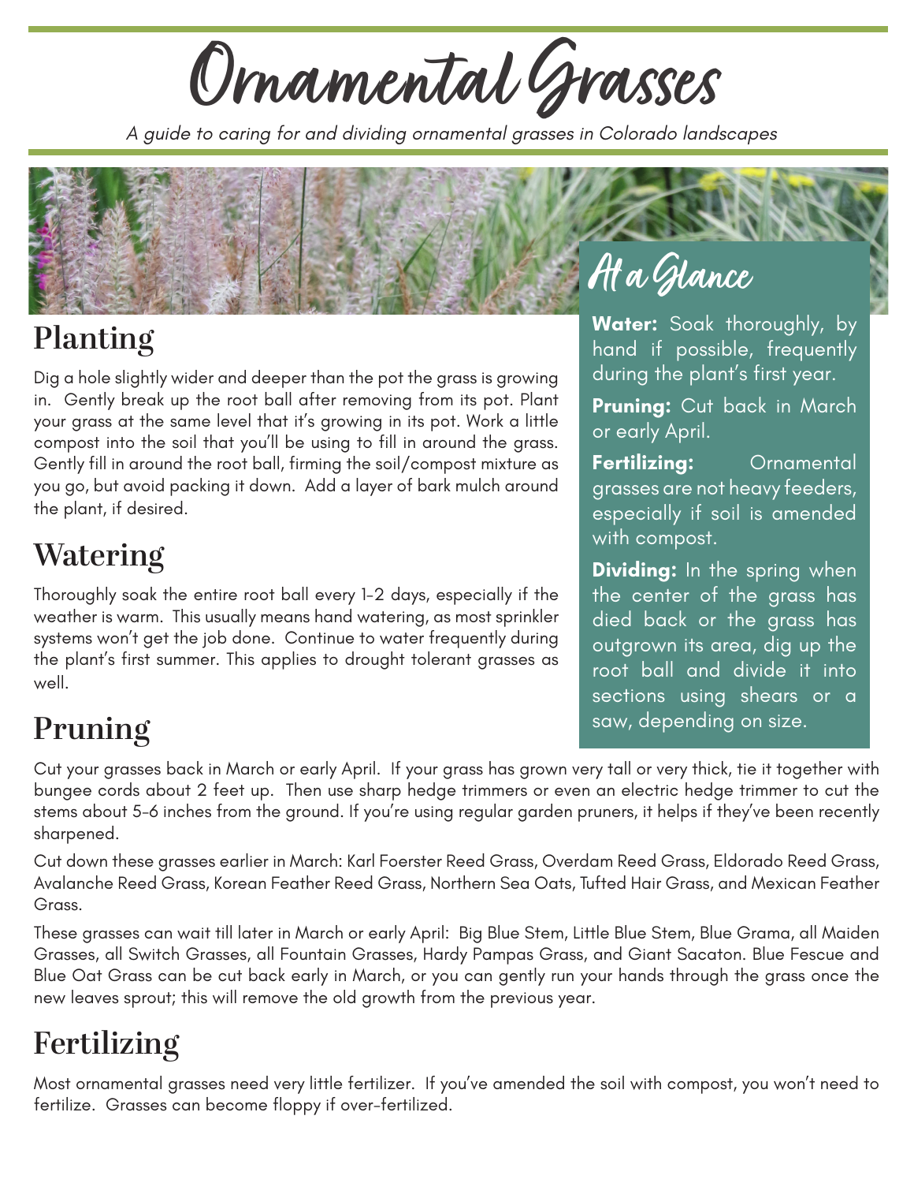# Ornamental Grasses

*A guide to caring for and dividing ornamental grasses in Colorado landscapes*

## At a Glance

**Water:** Soak thoroughly, by hand if possible, frequently during the plant's first year.

**Pruning:** Cut back in March or early April.

**Fertilizing:** Ornamental grasses are not heavy feeders, especially if soil is amended with compost.

**Dividing:** In the spring when the center of the grass has died back or the grass has outgrown its area, dig up the root ball and divide it into sections using shears or a saw, depending on size.

## Planting

Dig a hole slightly wider and deeper than the pot the grass is growing in. Gently break up the root ball after removing from its pot. Plant your grass at the same level that it's growing in its pot. Work a little compost into the soil that you'll be using to fill in around the grass. Gently fill in around the root ball, firming the soil/compost mixture as you go, but avoid packing it down. Add a layer of bark mulch around the plant, if desired.

## Watering

Thoroughly soak the entire root ball every 1-2 days, especially if the weather is warm. This usually means hand watering, as most sprinkler systems won't get the job done. Continue to water frequently during the plant's first summer. This applies to drought tolerant grasses as well.

## Pruning

Cut your grasses back in March or early April. If your grass has grown very tall or very thick, tie it together with bungee cords about 2 feet up. Then use sharp hedge trimmers or even an electric hedge trimmer to cut the stems about 5-6 inches from the ground. If you're using regular garden pruners, it helps if they've been recently sharpened.

Cut down these grasses earlier in March: Karl Foerster Reed Grass, Overdam Reed Grass, Eldorado Reed Grass, Avalanche Reed Grass, Korean Feather Reed Grass, Northern Sea Oats, Tufted Hair Grass, and Mexican Feather Grass.

These grasses can wait till later in March or early April: Big Blue Stem, Little Blue Stem, Blue Grama, all Maiden Grasses, all Switch Grasses, all Fountain Grasses, Hardy Pampas Grass, and Giant Sacaton. Blue Fescue and Blue Oat Grass can be cut back early in March, or you can gently run your hands through the grass once the new leaves sprout; this will remove the old growth from the previous year.

## Fertilizing

Most ornamental grasses need very little fertilizer. If you've amended the soil with compost, you won't need to fertilize. Grasses can become floppy if over-fertilized.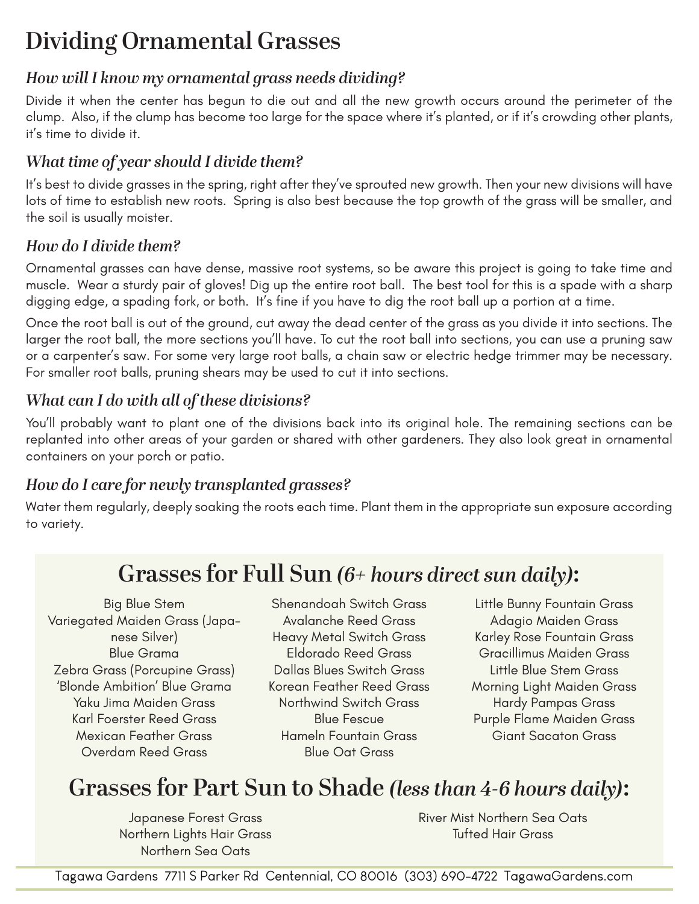# Dividing Ornamental Grasses

### *How will I know my ornamental grass needs dividing?*

Divide it when the center has begun to die out and all the new growth occurs around the perimeter of the clump. Also, if the clump has become too large for the space where it's planted, or if it's crowding other plants, it's time to divide it.

### *What time of year should I divide them?*

It's best to divide grasses in the spring, right after they've sprouted new growth. Then your new divisions will have lots of time to establish new roots. Spring is also best because the top growth of the grass will be smaller, and the soil is usually moister.

### *How do I divide them?*

Ornamental grasses can have dense, massive root systems, so be aware this project is going to take time and muscle. Wear a sturdy pair of gloves! Dig up the entire root ball. The best tool for this is a spade with a sharp digging edge, a spading fork, or both. It's fine if you have to dig the root ball up a portion at a time.

Once the root ball is out of the ground, cut away the dead center of the grass as you divide it into sections. The larger the root ball, the more sections you'll have. To cut the root ball into sections, you can use a pruning saw or a carpenter's saw. For some very large root balls, a chain saw or electric hedge trimmer may be necessary. For smaller root balls, pruning shears may be used to cut it into sections.

### *What can I do with all of these divisions?*

You'll probably want to plant one of the divisions back into its original hole. The remaining sections can be replanted into other areas of your garden or shared with other gardeners. They also look great in ornamental containers on your porch or patio.

### *How do I care for newly transplanted grasses?*

Water them regularly, deeply soaking the roots each time. Plant them in the appropriate sun exposure according to variety.

## Grasses for Full Sun *(6+ hours direct sun daily)*:

- Big Blue Stem
- Variegated Maiden Grass (Japanese Silver)
- Blue Grama
- Zebra Grass (Porcupine Grass)
- 'Blonde Ambition' Blue Grama
- Yaku Jima Maiden Grass
- Karl Foerster Reed Grass
- Mexican Feather Grass
- Overdam Reed Grass
- Shenandoah Switch Grass
- Avalanche Reed Grass
- Heavy Metal Switch Grass
- Eldorado Reed Grass
- Dallas Blues Switch Grass
- Korean Feather Reed Grass
- Northwind Switch Grass
- Blue Fescue
- Hameln Fountain Grass
- Blue Oat Grass
- Little Bunny Fountain Grass
- Adagio Maiden Grass
- Karley Rose Fountain Grass
- Gracillimus Maiden Grass
- Little Blue Stem Grass
- Morning Light Maiden Grass
- Hardy Pampas Grass
- Purple Flame Maiden Grass
- Giant Sacaton Grass

## Grasses for Part Sun to Shade *(less than 4-6 hours daily)*:

- Japanese Forest Grass
- Northern Lights Hair Grass
- Northern Sea Oats
- River Mist Northern Sea Oats
- Tufted Hair Grass

Tagawa Gardens 7711 S Parker Rd Centennial, CO 80016 (303) 690-4722 TagawaGardens.com